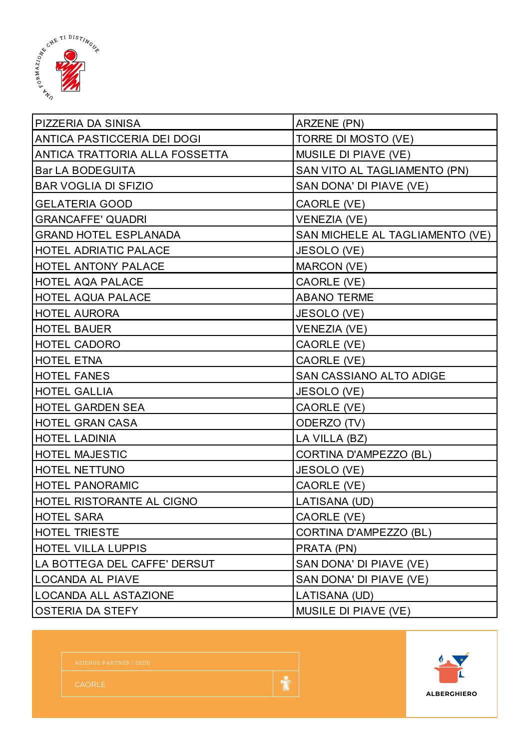| | |
|---|---|
| PIZZERIA DA SINISA | ARZENE (PN) |
| ANTICA PASTICCERIA DEI DOGI | TORRE DI MOSTO (VE) |
| ANTICA TRATTORIA ALLA FOSSETTA | MUSILE DI PIAVE (VE) |
| Bar LA BODEGUITA | SAN VITO AL TAGLIAMENTO (PN) |
| BAR VOGLIA DI SFIZIO | SAN DONA' DI PIAVE (VE) |
| GELATERIA GOOD | CAORLE (VE) |
| GRANCAFFE' QUADRI | VENEZIA (VE) |
| GRAND HOTEL ESPLANADA | SAN MICHELE AL TAGLIAMENTO (VE) |
| HOTEL ADRIATIC PALACE | JESOLO (VE) |
| HOTEL ANTONY PALACE | MARCON (VE) |
| HOTEL AQA PALACE | CAORLE (VE) |
| HOTEL AQUA PALACE | ABANO TERME |
| HOTEL AURORA | JESOLO (VE) |
| HOTEL BAUER | VENEZIA (VE) |
| HOTEL CADORO | CAORLE (VE) |
| HOTEL ETNA | CAORLE (VE) |
| HOTEL FANES | SAN CASSIANO ALTO ADIGE |
| HOTEL GALLIA | JESOLO (VE) |
| HOTEL GARDEN SEA | CAORLE (VE) |
| HOTEL GRAN CASA | ODERZO (TV) |
| HOTEL LADINIA | LA VILLA (BZ) |
| HOTEL MAJESTIC | CORTINA D'AMPEZZO (BL) |
| HOTEL NETTUNO | JESOLO (VE) |
| HOTEL PANORAMIC | CAORLE (VE) |
| HOTEL RISTORANTE AL CIGNO | LATISANA (UD) |
| HOTEL SARA | CAORLE (VE) |
| HOTEL TRIESTE | CORTINA D'AMPEZZO (BL) |
| HOTEL VILLA LUPPIS | PRATA (PN) |
| LA BOTTEGA DEL CAFFE' DERSUT | SAN DONA' DI PIAVE (VE) |
| LOCANDA AL PIAVE | SAN DONA' DI PIAVE (VE) |
| LOCANDA ALL ASTAZIONE | LATISANA (UD) |
| OSTERIA DA STEFY | MUSILE DI PIAVE (VE) |

AZIENDE PARTNER | SEDE

CAORLE

ALBERGHIERO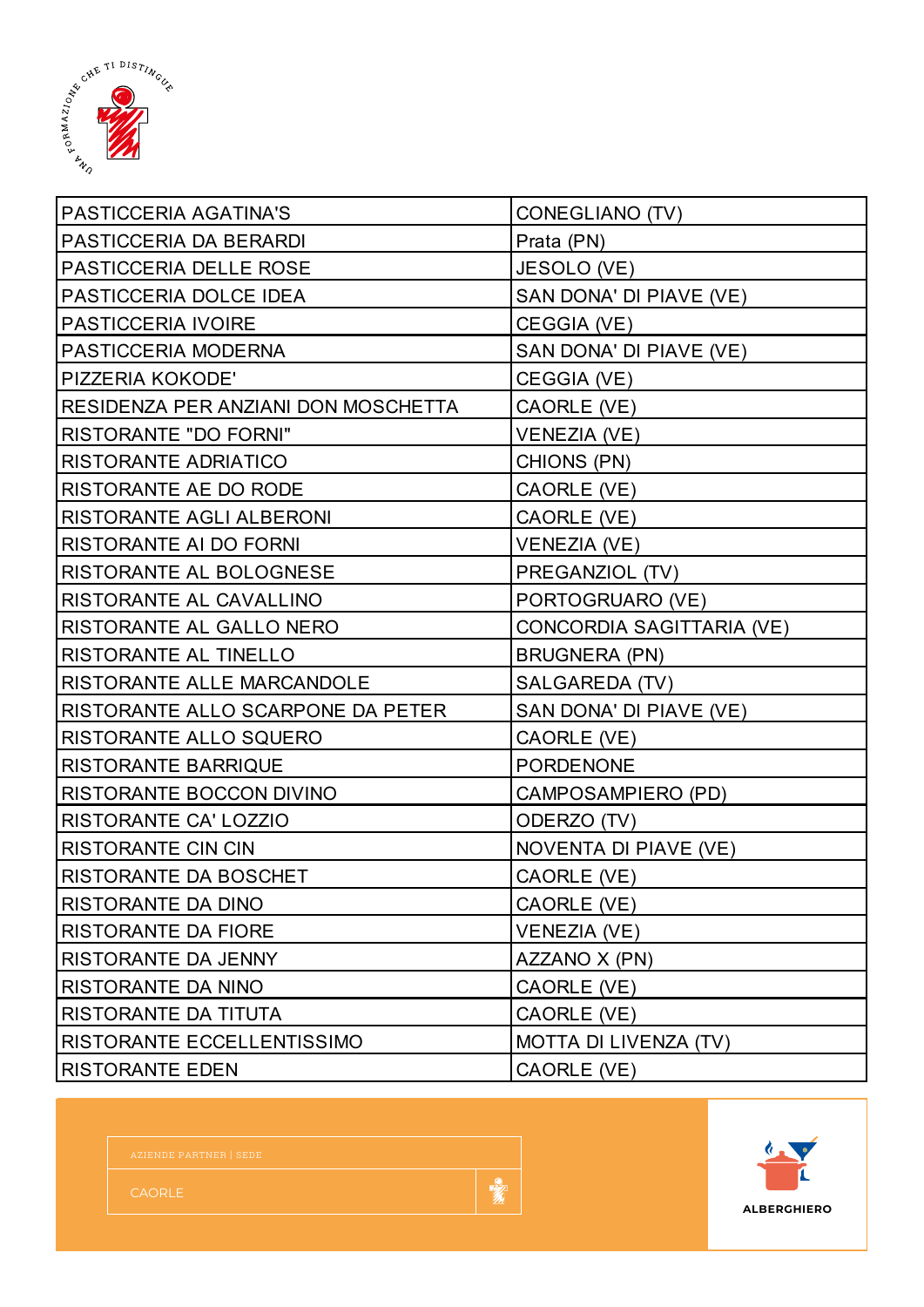| PASTICCERIA AGATINA'S | CONEGLIANO (TV) |
|---|---|
| PASTICCERIA DA BERARDI | Prata (PN) |
| PASTICCERIA DELLE ROSE | JESOLO (VE) |
| PASTICCERIA DOLCE IDEA | SAN DONA' DI PIAVE (VE) |
| PASTICCERIA IVOIRE | CEGGIA (VE) |
| PASTICCERIA MODERNA | SAN DONA' DI PIAVE (VE) |
| PIZZERIA KOKODE' | CEGGIA (VE) |
| RESIDENZA PER ANZIANI DON MOSCHETTA | CAORLE (VE) |
| RISTORANTE "DO FORNI" | VENEZIA (VE) |
| RISTORANTE ADRIATICO | CHIONS (PN) |
| RISTORANTE AE DO RODE | CAORLE (VE) |
| RISTORANTE AGLI ALBERONI | CAORLE (VE) |
| RISTORANTE AI DO FORNI | VENEZIA (VE) |
| RISTORANTE AL BOLOGNESE | PREGANZIOL (TV) |
| RISTORANTE AL CAVALLINO | PORTOGRUARO (VE) |
| RISTORANTE AL GALLO NERO | CONCORDIA SAGITTARIA (VE) |
| RISTORANTE AL TINELLO | BRUGNERA (PN) |
| RISTORANTE ALLE MARCANDOLE | SALGAREDA (TV) |
| RISTORANTE ALLO SCARPONE DA PETER | SAN DONA' DI PIAVE (VE) |
| RISTORANTE ALLO SQUERO | CAORLE (VE) |
| RISTORANTE BARRIQUE | PORDENONE |
| RISTORANTE BOCCON DIVINO | CAMPOSAMPIERO (PD) |
| RISTORANTE CA' LOZZIO | ODERZO (TV) |
| RISTORANTE CIN CIN | NOVENTA DI PIAVE (VE) |
| RISTORANTE DA BOSCHET | CAORLE (VE) |
| RISTORANTE DA DINO | CAORLE (VE) |
| RISTORANTE DA FIORE | VENEZIA (VE) |
| RISTORANTE DA JENNY | AZZANO X (PN) |
| RISTORANTE DA NINO | CAORLE (VE) |
| RISTORANTE DA TITUTA | CAORLE (VE) |
| RISTORANTE ECCELLENTISSIMO | MOTTA DI LIVENZA (TV) |
| RISTORANTE EDEN | CAORLE (VE) |

AZIENDE PARTNER | SEDE

CAORLE

ALBERGHIERO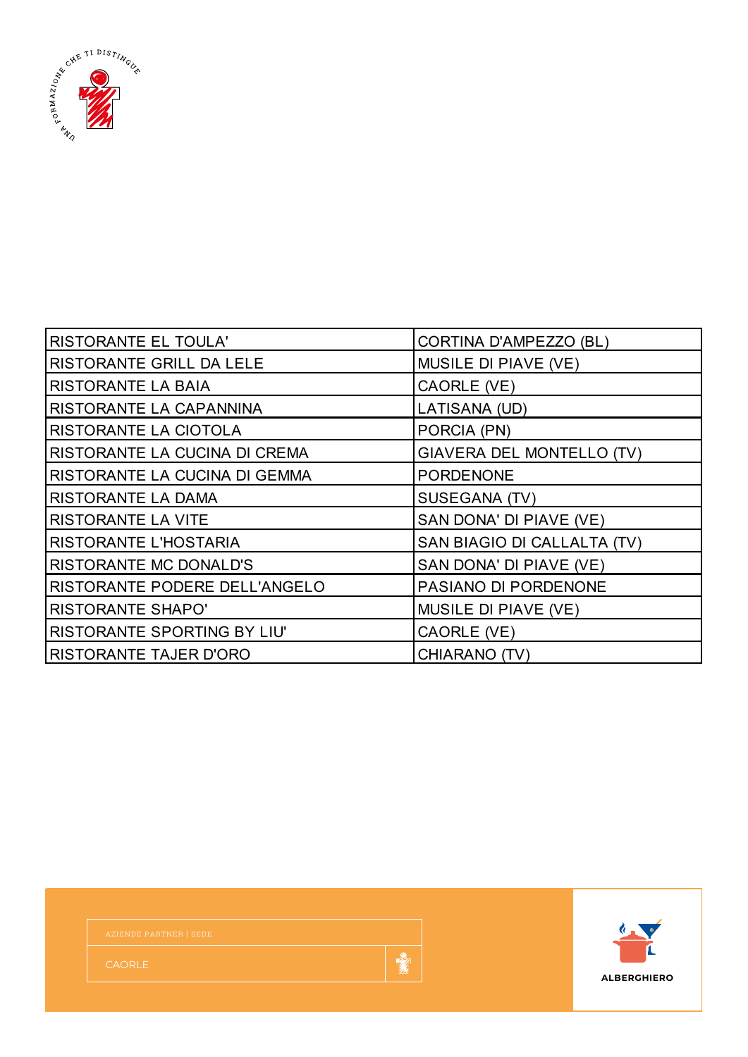| | |
|---|---|
| RISTORANTE EL TOULA' | CORTINA D'AMPEZZO (BL) |
| RISTORANTE GRILL DA LELE | MUSILE DI PIAVE (VE) |
| RISTORANTE LA BAIA | CAORLE (VE) |
| RISTORANTE LA CAPANNINA | LATISANA (UD) |
| RISTORANTE LA CIOTOLA | PORCIA (PN) |
| RISTORANTE LA CUCINA DI CREMA | GIAVERA DEL MONTELLO (TV) |
| RISTORANTE LA CUCINA DI GEMMA | PORDENONE |
| RISTORANTE LA DAMA | SUSEGANA (TV) |
| RISTORANTE LA VITE | SAN DONA' DI PIAVE (VE) |
| RISTORANTE L'HOSTARIA | SAN BIAGIO DI CALLALTA (TV) |
| RISTORANTE MC DONALD'S | SAN DONA' DI PIAVE (VE) |
| RISTORANTE PODERE DELL'ANGELO | PASIANO DI PORDENONE |
| RISTORANTE SHAPO' | MUSILE DI PIAVE (VE) |
| RISTORANTE SPORTING BY LIU' | CAORLE (VE) |
| RISTORANTE TAJER D'ORO | CHIARANO (TV) |

AZIENDE PARTNER | SEDE

CAORLE

ALBERGHIERO